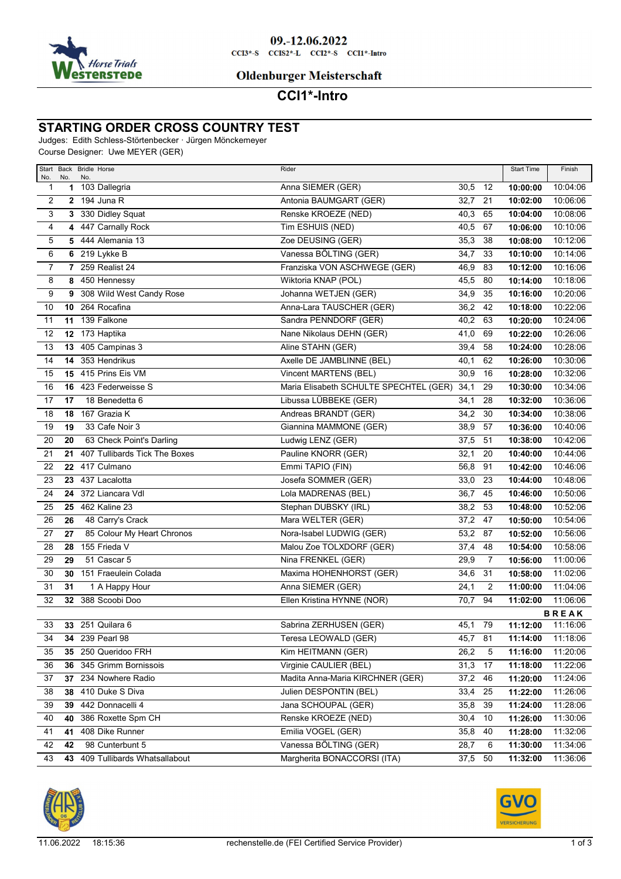09.-12.06.2022

CCI3*-S CCIS2*-L CCI2*-S CCI1*-Intro

Oldenburger Meisterschaft

# CCI1*-Intro

## STARTING ORDER CROSS COUNTRY TEST

Judges: Edith Schless-Störtenbecker · Jürgen Mönckemeyer

Course Designer: Uwe MEYER (GER)

| Start No. | Back No. | Bridle No. | Horse | Rider | | | Start Time | Finish |
|---|---|---|---|---|---|---|---|---|
| 1 | **1** | 103 | Dallegria | Anna SIEMER (GER) | 30,5 | 12 | **10:00:00** | 10:04:06 |
| 2 | **2** | 194 | Juna R | Antonia BAUMGART (GER) | 32,7 | 21 | **10:02:00** | 10:06:06 |
| 3 | **3** | 330 | Didley Squat | Renske KROEZE (NED) | 40,3 | 65 | **10:04:00** | 10:08:06 |
| 4 | **4** | 447 | Carnally Rock | Tim ESHUIS (NED) | 40,5 | 67 | **10:06:00** | 10:10:06 |
| 5 | **5** | 444 | Alemania 13 | Zoe DEUSING (GER) | 35,3 | 38 | **10:08:00** | 10:12:06 |
| 6 | **6** | 219 | Lykke B | Vanessa BÖLTING (GER) | 34,7 | 33 | **10:10:00** | 10:14:06 |
| 7 | **7** | 259 | Realist 24 | Franziska VON ASCHWEGE (GER) | 46,9 | 83 | **10:12:00** | 10:16:06 |
| 8 | **8** | 450 | Hennessy | Wiktoria KNAP (POL) | 45,5 | 80 | **10:14:00** | 10:18:06 |
| 9 | **9** | 308 | Wild West Candy Rose | Johanna WETJEN (GER) | 34,9 | 35 | **10:16:00** | 10:20:06 |
| 10 | **10** | 264 | Rocafina | Anna-Lara TAUSCHER (GER) | 36,2 | 42 | **10:18:00** | 10:22:06 |
| 11 | **11** | 139 | Falkone | Sandra PENNDORF (GER) | 40,2 | 63 | **10:20:00** | 10:24:06 |
| 12 | **12** | 173 | Haptika | Nane Nikolaus DEHN (GER) | 41,0 | 69 | **10:22:00** | 10:26:06 |
| 13 | **13** | 405 | Campinas 3 | Aline STAHN (GER) | 39,4 | 58 | **10:24:00** | 10:28:06 |
| 14 | **14** | 353 | Hendrikus | Axelle DE JAMBLINNE (BEL) | 40,1 | 62 | **10:26:00** | 10:30:06 |
| 15 | **15** | 415 | Prins Eis VM | Vincent MARTENS (BEL) | 30,9 | 16 | **10:28:00** | 10:32:06 |
| 16 | **16** | 423 | Federweisse S | Maria Elisabeth SCHULTE SPECHTEL (GER) | 34,1 | 29 | **10:30:00** | 10:34:06 |
| 17 | **17** | 18 | Benedetta 6 | Libussa LÜBBEKE (GER) | 34,1 | 28 | **10:32:00** | 10:36:06 |
| 18 | **18** | 167 | Grazia K | Andreas BRANDT (GER) | 34,2 | 30 | **10:34:00** | 10:38:06 |
| 19 | **19** | 33 | Cafe Noir 3 | Giannina MAMMONE (GER) | 38,9 | 57 | **10:36:00** | 10:40:06 |
| 20 | **20** | 63 | Check Point's Darling | Ludwig LENZ (GER) | 37,5 | 51 | **10:38:00** | 10:42:06 |
| 21 | **21** | 407 | Tullibards Tick The Boxes | Pauline KNORR (GER) | 32,1 | 20 | **10:40:00** | 10:44:06 |
| 22 | **22** | 417 | Culmano | Emmi TAPIO (FIN) | 56,8 | 91 | **10:42:00** | 10:46:06 |
| 23 | **23** | 437 | Lacalotta | Josefa SOMMER (GER) | 33,0 | 23 | **10:44:00** | 10:48:06 |
| 24 | **24** | 372 | Liancara Vdl | Lola MADRENAS (BEL) | 36,7 | 45 | **10:46:00** | 10:50:06 |
| 25 | **25** | 462 | Kaline 23 | Stephan DUBSKY (IRL) | 38,2 | 53 | **10:48:00** | 10:52:06 |
| 26 | **26** | 48 | Carry's Crack | Mara WELTER (GER) | 37,2 | 47 | **10:50:00** | 10:54:06 |
| 27 | **27** | 85 | Colour My Heart Chronos | Nora-Isabel LUDWIG (GER) | 53,2 | 87 | **10:52:00** | 10:56:06 |
| 28 | **28** | 155 | Frieda V | Malou Zoe TOLXDORF (GER) | 37,4 | 48 | **10:54:00** | 10:58:06 |
| 29 | **29** | 51 | Cascar 5 | Nina FRENKEL (GER) | 29,9 | 7 | **10:56:00** | 11:00:06 |
| 30 | **30** | 151 | Fraeulein Colada | Maxima HOHENHORST (GER) | 34,6 | 31 | **10:58:00** | 11:02:06 |
| 31 | **31** | 1 | A Happy Hour | Anna SIEMER (GER) | 24,1 | 2 | **11:00:00** | 11:04:06 |
| 32 | **32** | 388 | Scoobi Doo | Ellen Kristina HYNNE (NOR) | 70,7 | 94 | **11:02:00** | 11:06:06 |
| | | | | | | | | **BREAK** |
| 33 | **33** | 251 | Quilara 6 | Sabrina ZERHUSEN (GER) | 45,1 | 79 | **11:12:00** | 11:16:06 |
| 34 | **34** | 239 | Pearl 98 | Teresa LEOWALD (GER) | 45,7 | 81 | **11:14:00** | 11:18:06 |
| 35 | **35** | 250 | Queridoo FRH | Kim HEITMANN (GER) | 26,2 | 5 | **11:16:00** | 11:20:06 |
| 36 | **36** | 345 | Grimm Bornissois | Virginie CAULIER (BEL) | 31,3 | 17 | **11:18:00** | 11:22:06 |
| 37 | **37** | 234 | Nowhere Radio | Madita Anna-Maria KIRCHNER (GER) | 37,2 | 46 | **11:20:00** | 11:24:06 |
| 38 | **38** | 410 | Duke S Diva | Julien DESPONTIN (BEL) | 33,4 | 25 | **11:22:00** | 11:26:06 |
| 39 | **39** | 442 | Donnacelli 4 | Jana SCHOUPAL (GER) | 35,8 | 39 | **11:24:00** | 11:28:06 |
| 40 | **40** | 386 | Roxette Spm CH | Renske KROEZE (NED) | 30,4 | 10 | **11:26:00** | 11:30:06 |
| 41 | **41** | 408 | Dike Runner | Emilia VOGEL (GER) | 35,8 | 40 | **11:28:00** | 11:32:06 |
| 42 | **42** | 98 | Cunterbunt 5 | Vanessa BÖLTING (GER) | 28,7 | 6 | **11:30:00** | 11:34:06 |
| 43 | **43** | 409 | Tullibards Whatsallabout | Margherita BONACCORSI (ITA) | 37,5 | 50 | **11:32:00** | 11:36:06 |

11.06.2022 18:15:36 rechenstelle.de (FEI Certified Service Provider)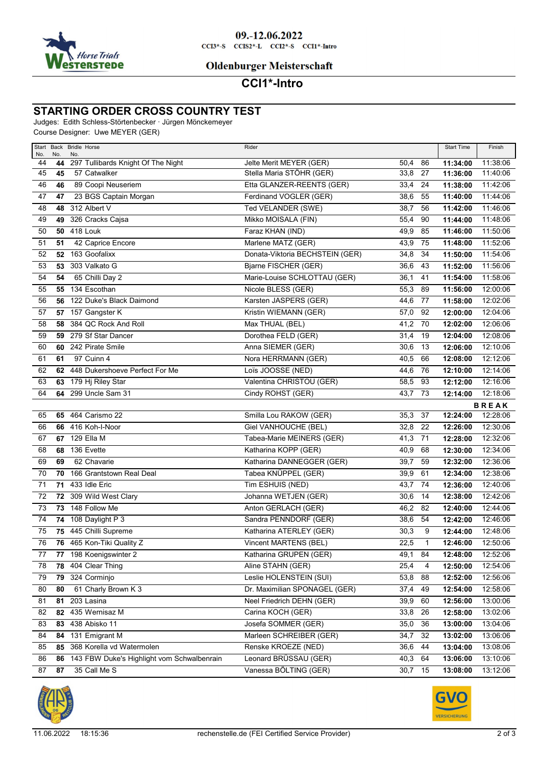09.-12.06.2022

CCI3*-S CCIS2*-L CCI2*-S CCI1*-Intro

Oldenburger Meisterschaft

# CCI1*-Intro

## STARTING ORDER CROSS COUNTRY TEST

Judges: Edith Schless-Störtenbecker · Jürgen Mönckemeyer

Course Designer: Uwe MEYER (GER)

| Start No. | Back No. | Bridle No. | Horse | Rider | | | Start Time | Finish |
|---|---|---|---|---|---|---|---|---|
| 44 | **44** | 297 | Tullibards Knight Of The Night | Jelte Merit MEYER (GER) | 50,4 | 86 | **11:34:00** | 11:38:06 |
| 45 | **45** | 57 | Catwalker | Stella Maria STÖHR (GER) | 33,8 | 27 | **11:36:00** | 11:40:06 |
| 46 | **46** | 89 | Coopi Neuseriem | Etta GLANZER-REENTS (GER) | 33,4 | 24 | **11:38:00** | 11:42:06 |
| 47 | **47** | 23 | BGS Captain Morgan | Ferdinand VOGLER (GER) | 38,6 | 55 | **11:40:00** | 11:44:06 |
| 48 | **48** | 312 | Albert V | Ted VELANDER (SWE) | 38,7 | 56 | **11:42:00** | 11:46:06 |
| 49 | **49** | 326 | Cracks Cajsa | Mikko MOISALA (FIN) | 55,4 | 90 | **11:44:00** | 11:48:06 |
| 50 | **50** | 418 | Louk | Faraz KHAN (IND) | 49,9 | 85 | **11:46:00** | 11:50:06 |
| 51 | **51** | 42 | Caprice Encore | Marlene MATZ (GER) | 43,9 | 75 | **11:48:00** | 11:52:06 |
| 52 | **52** | 163 | Goofalixx | Donata-Viktoria BECHSTEIN (GER) | 34,8 | 34 | **11:50:00** | 11:54:06 |
| 53 | **53** | 303 | Valkato G | Bjarne FISCHER (GER) | 36,6 | 43 | **11:52:00** | 11:56:06 |
| 54 | **54** | 65 | Chilli Day 2 | Marie-Louise SCHLOTTAU (GER) | 36,1 | 41 | **11:54:00** | 11:58:06 |
| 55 | **55** | 134 | Escothan | Nicole BLESS (GER) | 55,3 | 89 | **11:56:00** | 12:00:06 |
| 56 | **56** | 122 | Duke's Black Daimond | Karsten JASPERS (GER) | 44,6 | 77 | **11:58:00** | 12:02:06 |
| 57 | **57** | 157 | Gangster K | Kristin WIEMANN (GER) | 57,0 | 92 | **12:00:00** | 12:04:06 |
| 58 | **58** | 384 | QC Rock And Roll | Max THUAL (BEL) | 41,2 | 70 | **12:02:00** | 12:06:06 |
| 59 | **59** | 279 | Sf Star Dancer | Dorothea FELD (GER) | 31,4 | 19 | **12:04:00** | 12:08:06 |
| 60 | **60** | 242 | Pirate Smile | Anna SIEMER (GER) | 30,6 | 13 | **12:06:00** | 12:10:06 |
| 61 | **61** | 97 | Cuinn 4 | Nora HERRMANN (GER) | 40,5 | 66 | **12:08:00** | 12:12:06 |
| 62 | **62** | 448 | Dukershoeve Perfect For Me | Loïs JOOSSE (NED) | 44,6 | 76 | **12:10:00** | 12:14:06 |
| 63 | **63** | 179 | Hj Riley Star | Valentina CHRISTOU (GER) | 58,5 | 93 | **12:12:00** | 12:16:06 |
| 64 | **64** | 299 | Uncle Sam 31 | Cindy ROHST (GER) | 43,7 | 73 | **12:14:00** | 12:18:06 |
| | | | | | | | | **BREAK** |
| 65 | **65** | 464 | Carismo 22 | Smilla Lou RAKOW (GER) | 35,3 | 37 | **12:24:00** | 12:28:06 |
| 66 | **66** | 416 | Koh-I-Noor | Giel VANHOUCHE (BEL) | 32,8 | 22 | **12:26:00** | 12:30:06 |
| 67 | **67** | 129 | Ella M | Tabea-Marie MEINERS (GER) | 41,3 | 71 | **12:28:00** | 12:32:06 |
| 68 | **68** | 136 | Evette | Katharina KOPP (GER) | 40,9 | 68 | **12:30:00** | 12:34:06 |
| 69 | **69** | 62 | Chavarie | Katharina DANNEGGER (GER) | 39,7 | 59 | **12:32:00** | 12:36:06 |
| 70 | **70** | 166 | Grantstown Real Deal | Tabea KNÜPPEL (GER) | 39,9 | 61 | **12:34:00** | 12:38:06 |
| 71 | **71** | 433 | Idle Eric | Tim ESHUIS (NED) | 43,7 | 74 | **12:36:00** | 12:40:06 |
| 72 | **72** | 309 | Wild West Clary | Johanna WETJEN (GER) | 30,6 | 14 | **12:38:00** | 12:42:06 |
| 73 | **73** | 148 | Follow Me | Anton GERLACH (GER) | 46,2 | 82 | **12:40:00** | 12:44:06 |
| 74 | **74** | 108 | Daylight P 3 | Sandra PENNDORF (GER) | 38,6 | 54 | **12:42:00** | 12:46:06 |
| 75 | **75** | 445 | Chilli Supreme | Katharina ATERLEY (GER) | 30,3 | 9 | **12:44:00** | 12:48:06 |
| 76 | **76** | 465 | Kon-Tiki Quality Z | Vincent MARTENS (BEL) | 22,5 | 1 | **12:46:00** | 12:50:06 |
| 77 | **77** | 198 | Koenigswinter 2 | Katharina GRUPEN (GER) | 49,1 | 84 | **12:48:00** | 12:52:06 |
| 78 | **78** | 404 | Clear Thing | Aline STAHN (GER) | 25,4 | 4 | **12:50:00** | 12:54:06 |
| 79 | **79** | 324 | Corminjo | Leslie HOLENSTEIN (SUI) | 53,8 | 88 | **12:52:00** | 12:56:06 |
| 80 | **80** | 61 | Charly Brown K 3 | Dr. Maximilian SPONAGEL (GER) | 37,4 | 49 | **12:54:00** | 12:58:06 |
| 81 | **81** | 203 | Lasina | Neel Friedrich DEHN (GER) | 39,9 | 60 | **12:56:00** | 13:00:06 |
| 82 | **82** | 435 | Wernisaz M | Carina KOCH (GER) | 33,8 | 26 | **12:58:00** | 13:02:06 |
| 83 | **83** | 438 | Abisko 11 | Josefa SOMMER (GER) | 35,0 | 36 | **13:00:00** | 13:04:06 |
| 84 | **84** | 131 | Emigrant M | Marleen SCHREIBER (GER) | 34,7 | 32 | **13:02:00** | 13:06:06 |
| 85 | **85** | 368 | Korella vd Watermolen | Renske KROEZE (NED) | 36,6 | 44 | **13:04:00** | 13:08:06 |
| 86 | **86** | 143 | FBW Duke's Highlight vom Schwalbenrain | Leonard BRÜSSAU (GER) | 40,3 | 64 | **13:06:00** | 13:10:06 |
| 87 | **87** | 35 | Call Me S | Vanessa BÖLTING (GER) | 30,7 | 15 | **13:08:00** | 13:12:06 |

11.06.2022 18:15:36 rechenstelle.de (FEI Certified Service Provider)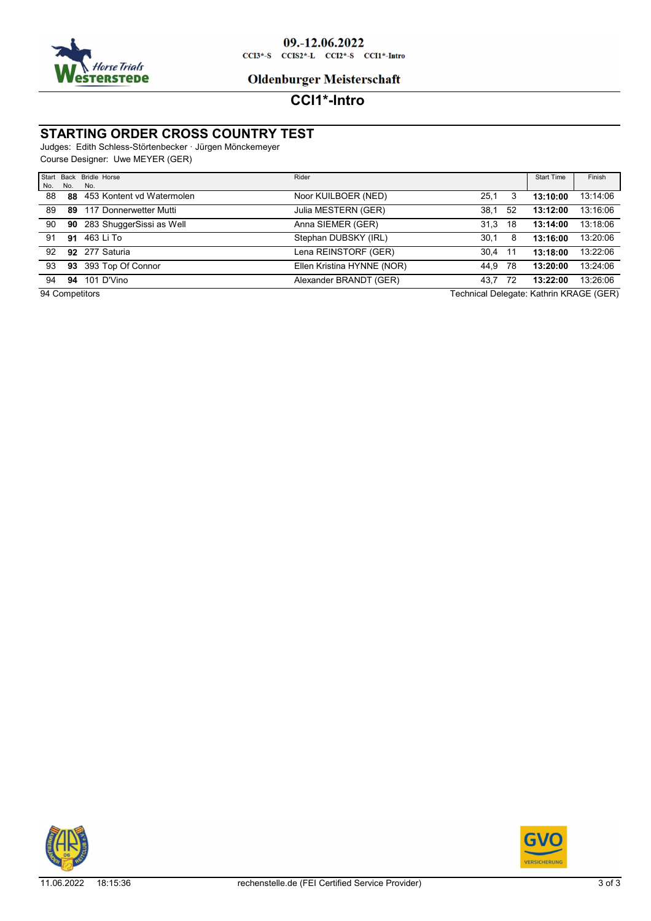09.-12.06.2022

CCI3*-S CCIS2*-L CCI2*-S CCI1*-Intro

Oldenburger Meisterschaft

## CCI1*-Intro

# STARTING ORDER CROSS COUNTRY TEST

Judges: Edith Schless-Störtenbecker · Jürgen Mönckemeyer

Course Designer: Uwe MEYER (GER)

| Start No. | Back No. | Bridle No. | Horse | Rider | | | Start Time | Finish |
|---|---|---|---|---|---|---|---|---|
| 88 | **88** | 453 | Kontent vd Watermolen | Noor KUILBOER (NED) | 25,1 | 3 | **13:10:00** | 13:14:06 |
| 89 | **89** | 117 | Donnerwetter Mutti | Julia MESTERN (GER) | 38,1 | 52 | **13:12:00** | 13:16:06 |
| 90 | **90** | 283 | ShuggerSissi as Well | Anna SIEMER (GER) | 31,3 | 18 | **13:14:00** | 13:18:06 |
| 91 | **91** | 463 | Li To | Stephan DUBSKY (IRL) | 30,1 | 8 | **13:16:00** | 13:20:06 |
| 92 | **92** | 277 | Saturia | Lena REINSTORF (GER) | 30,4 | 11 | **13:18:00** | 13:22:06 |
| 93 | **93** | 393 | Top Of Connor | Ellen Kristina HYNNE (NOR) | 44,9 | 78 | **13:20:00** | 13:24:06 |
| 94 | **94** | 101 | D'Vino | Alexander BRANDT (GER) | 43,7 | 72 | **13:22:00** | 13:26:06 |

94 Competitors

Technical Delegate: Kathrin KRAGE (GER)

11.06.2022 18:15:36 rechenstelle.de (FEI Certified Service Provider)